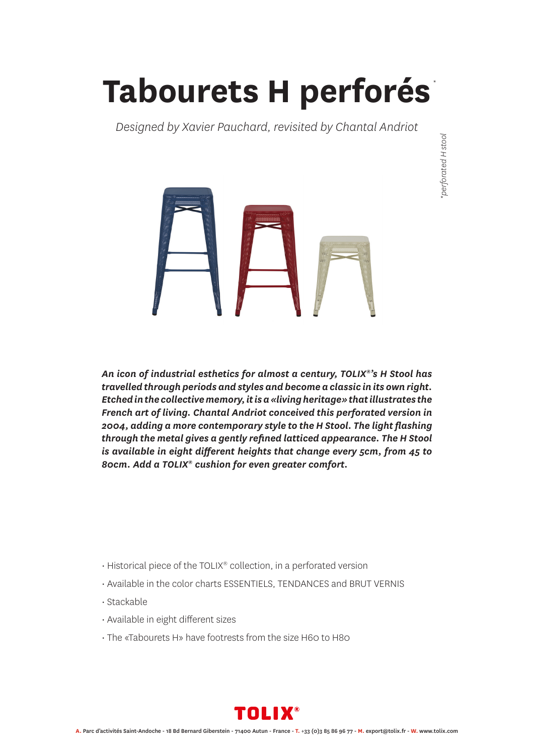# Tabourets H perforés*

*Designed by Xavier Pauchard, revisited by Chantal Andriot*

*\*perforated H stool*

***An icon of industrial esthetics for almost a century, TOLIX®'s H Stool has travelled through periods and styles and become a classic in its own right. Etched in the collective memory, it is a «living heritage» that illustrates the French art of living. Chantal Andriot conceived this perforated version in 2004, adding a more contemporary style to the H Stool. The light flashing through the metal gives a gently refined latticed appearance. The H Stool is available in eight different heights that change every 5cm, from 45 to 80cm. Add a TOLIX® cushion for even greater comfort.***

- Historical piece of the TOLIX® collection, in a perforated version
- Available in the color charts ESSENTIELS, TENDANCES and BRUT VERNIS
- Stackable
- Available in eight different sizes
- The «Tabourets H» have footrests from the size H60 to H80

TOLIX®

**A.** Parc d'activités Saint-Andoche - 18 Bd Bernard Giberstein - 71400 Autun - France - **T.** +33 (0)3 85 86 96 77 - **M.** export@tolix.fr - **W.** www.tolix.com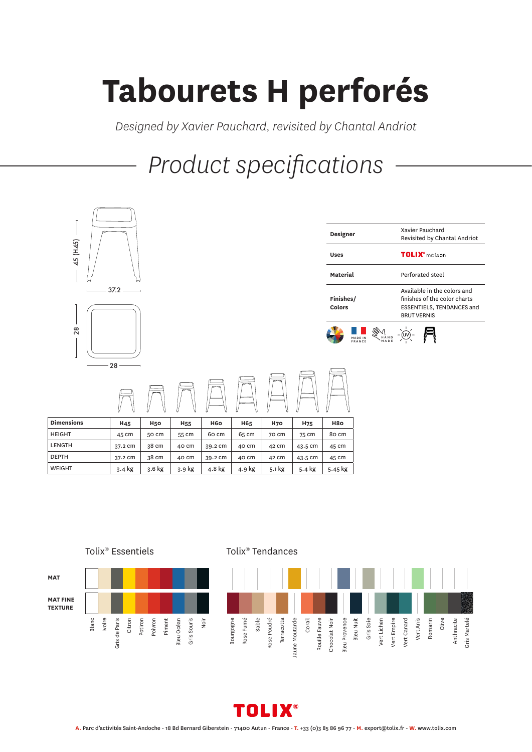# Tabourets H perforés

*Designed by Xavier Pauchard, revisited by Chantal Andriot*

## *Product specifications*

45 (H45)

37.2

28

28

| | |
|---|---|
| **Designer** | Xavier Pauchard<br>Revisited by Chantal Andriot |
| **Uses** | TOLIX® maison |
| **Material** | Perforated steel |
| **Finishes/ Colors** | Available in the colors and finishes of the color charts ESSENTIELS, TENDANCES and BRUT VERNIS |

MADE IN FRANCE · HAND MADE · UV

| Dimensions | H45 | H50 | H55 | H60 | H65 | H70 | H75 | H80 |
|---|---|---|---|---|---|---|---|---|
| HEIGHT | 45 cm | 50 cm | 55 cm | 60 cm | 65 cm | 70 cm | 75 cm | 80 cm |
| LENGTH | 37.2 cm | 38 cm | 40 cm | 39.2 cm | 40 cm | 42 cm | 43.5 cm | 45 cm |
| DEPTH | 37.2 cm | 38 cm | 40 cm | 39.2 cm | 40 cm | 42 cm | 43.5 cm | 45 cm |
| WEIGHT | 3.4 kg | 3.6 kg | 3.9 kg | 4.8 kg | 4.9 kg | 5.1 kg | 5.4 kg | 5.45 kg |

Tolix® Essentiels

MAT

MAT FINE TEXTURE

Blanc, Ivoire, Gris de Paris, Citron, Potiron, Poivron, Piment, Bleu Océan, Gris Souris, Noir

Tolix® Tendances

Bourgogne, Rose Fumé, Sable, Rose Poudré, Terracotta, Jaune Moutarde, Corail, Rouille Fauve, Chocolat Noir, Bleu Provence, Bleu Nuit, Gris Soie, Vert Lichen, Vert Empire, Vert Canard, Vert Anis, Romarin, Olive, Anthracite, Gris Martelé

TOLIX®

**A.** Parc d'activités Saint-Andoche - 18 Bd Bernard Giberstein - 71400 Autun - France - **T.** +33 (0)3 85 86 96 77 - **M.** export@tolix.fr - **W.** www.tolix.com